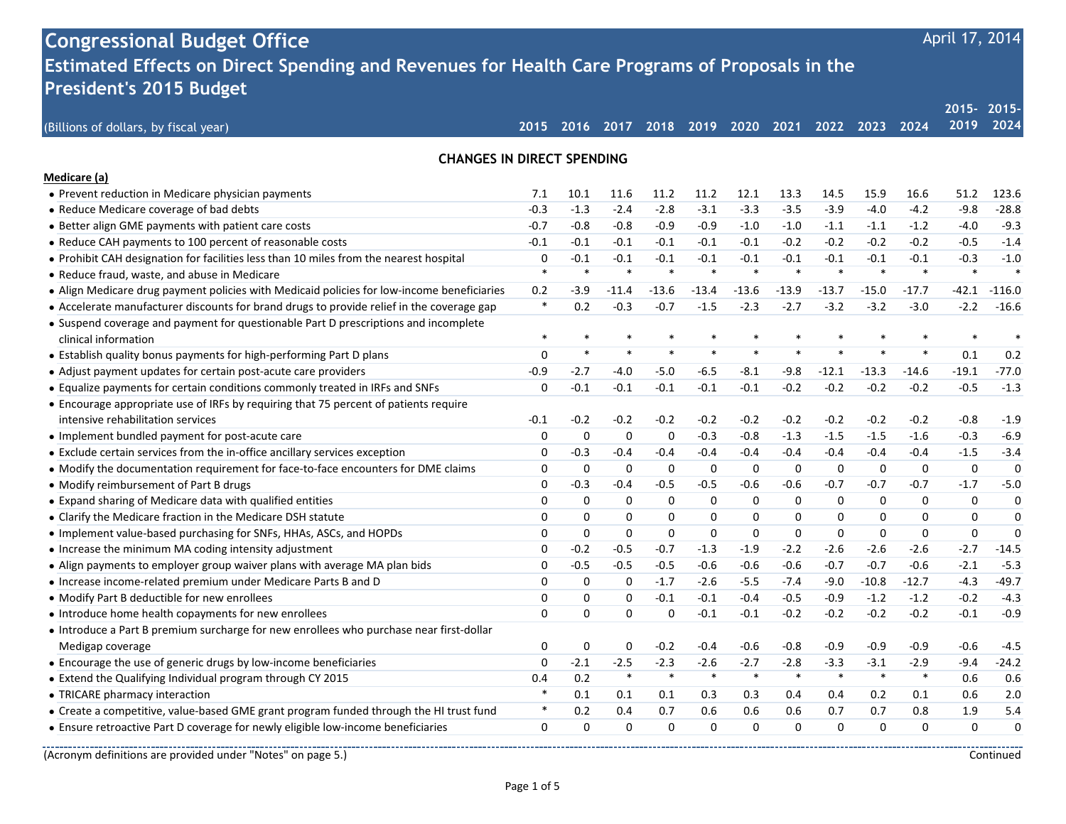# Congressional Budget Office

April 17, 2014

## Estimated Effects on Direct Spending and Revenues for Health Care Programs of Proposals in the President's 2015 Budget

| (Billions of dollars, by fiscal year) | 2015 | 2016 | 2017 | 2018 | 2019 | 2020 | 2021 | 2022 | 2023 | 2024 | 2015-2019 | 2015-2024 |
|---|---|---|---|---|---|---|---|---|---|---|---|---|
| **CHANGES IN DIRECT SPENDING** | | | | | | | | | | | | |
| **Medicare (a)** | | | | | | | | | | | | |
| • Prevent reduction in Medicare physician payments | 7.1 | 10.1 | 11.6 | 11.2 | 11.2 | 12.1 | 13.3 | 14.5 | 15.9 | 16.6 | 51.2 | 123.6 |
| • Reduce Medicare coverage of bad debts | -0.3 | -1.3 | -2.4 | -2.8 | -3.1 | -3.3 | -3.5 | -3.9 | -4.0 | -4.2 | -9.8 | -28.8 |
| • Better align GME payments with patient care costs | -0.7 | -0.8 | -0.8 | -0.9 | -0.9 | -1.0 | -1.0 | -1.1 | -1.1 | -1.2 | -4.0 | -9.3 |
| • Reduce CAH payments to 100 percent of reasonable costs | -0.1 | -0.1 | -0.1 | -0.1 | -0.1 | -0.1 | -0.2 | -0.2 | -0.2 | -0.2 | -0.5 | -1.4 |
| • Prohibit CAH designation for facilities less than 10 miles from the nearest hospital | 0 | -0.1 | -0.1 | -0.1 | -0.1 | -0.1 | -0.1 | -0.1 | -0.1 | -0.1 | -0.3 | -1.0 |
| • Reduce fraud, waste, and abuse in Medicare | * | * | * | * | * | * | * | * | * | * | * | * |
| • Align Medicare drug payment policies with Medicaid policies for low-income beneficiaries | 0.2 | -3.9 | -11.4 | -13.6 | -13.4 | -13.6 | -13.9 | -13.7 | -15.0 | -17.7 | -42.1 | -116.0 |
| • Accelerate manufacturer discounts for brand drugs to provide relief in the coverage gap | * | 0.2 | -0.3 | -0.7 | -1.5 | -2.3 | -2.7 | -3.2 | -3.2 | -3.0 | -2.2 | -16.6 |
| • Suspend coverage and payment for questionable Part D prescriptions and incomplete clinical information | * | * | * | * | * | * | * | * | * | * | * | * |
| • Establish quality bonus payments for high-performing Part D plans | 0 | * | * | * | * | * | * | * | * | * | 0.1 | 0.2 |
| • Adjust payment updates for certain post-acute care providers | -0.9 | -2.7 | -4.0 | -5.0 | -6.5 | -8.1 | -9.8 | -12.1 | -13.3 | -14.6 | -19.1 | -77.0 |
| • Equalize payments for certain conditions commonly treated in IRFs and SNFs | 0 | -0.1 | -0.1 | -0.1 | -0.1 | -0.1 | -0.2 | -0.2 | -0.2 | -0.2 | -0.5 | -1.3 |
| • Encourage appropriate use of IRFs by requiring that 75 percent of patients require intensive rehabilitation services | -0.1 | -0.2 | -0.2 | -0.2 | -0.2 | -0.2 | -0.2 | -0.2 | -0.2 | -0.2 | -0.8 | -1.9 |
| • Implement bundled payment for post-acute care | 0 | 0 | 0 | 0 | -0.3 | -0.8 | -1.3 | -1.5 | -1.5 | -1.6 | -0.3 | -6.9 |
| • Exclude certain services from the in-office ancillary services exception | 0 | -0.3 | -0.4 | -0.4 | -0.4 | -0.4 | -0.4 | -0.4 | -0.4 | -0.4 | -1.5 | -3.4 |
| • Modify the documentation requirement for face-to-face encounters for DME claims | 0 | 0 | 0 | 0 | 0 | 0 | 0 | 0 | 0 | 0 | 0 | 0 |
| • Modify reimbursement of Part B drugs | 0 | -0.3 | -0.4 | -0.5 | -0.5 | -0.6 | -0.6 | -0.7 | -0.7 | -0.7 | -1.7 | -5.0 |
| • Expand sharing of Medicare data with qualified entities | 0 | 0 | 0 | 0 | 0 | 0 | 0 | 0 | 0 | 0 | 0 | 0 |
| • Clarify the Medicare fraction in the Medicare DSH statute | 0 | 0 | 0 | 0 | 0 | 0 | 0 | 0 | 0 | 0 | 0 | 0 |
| • Implement value-based purchasing for SNFs, HHAs, ASCs, and HOPDs | 0 | 0 | 0 | 0 | 0 | 0 | 0 | 0 | 0 | 0 | 0 | 0 |
| • Increase the minimum MA coding intensity adjustment | 0 | -0.2 | -0.5 | -0.7 | -1.3 | -1.9 | -2.2 | -2.6 | -2.6 | -2.6 | -2.7 | -14.5 |
| • Align payments to employer group waiver plans with average MA plan bids | 0 | -0.5 | -0.5 | -0.5 | -0.6 | -0.6 | -0.6 | -0.7 | -0.7 | -0.6 | -2.1 | -5.3 |
| • Increase income-related premium under Medicare Parts B and D | 0 | 0 | 0 | -1.7 | -2.6 | -5.5 | -7.4 | -9.0 | -10.8 | -12.7 | -4.3 | -49.7 |
| • Modify Part B deductible for new enrollees | 0 | 0 | 0 | -0.1 | -0.1 | -0.4 | -0.5 | -0.9 | -1.2 | -1.2 | -0.2 | -4.3 |
| • Introduce home health copayments for new enrollees | 0 | 0 | 0 | 0 | -0.1 | -0.1 | -0.2 | -0.2 | -0.2 | -0.2 | -0.1 | -0.9 |
| • Introduce a Part B premium surcharge for new enrollees who purchase near first-dollar Medigap coverage | 0 | 0 | 0 | -0.2 | -0.4 | -0.6 | -0.8 | -0.9 | -0.9 | -0.9 | -0.6 | -4.5 |
| • Encourage the use of generic drugs by low-income beneficiaries | 0 | -2.1 | -2.5 | -2.3 | -2.6 | -2.7 | -2.8 | -3.3 | -3.1 | -2.9 | -9.4 | -24.2 |
| • Extend the Qualifying Individual program through CY 2015 | 0.4 | 0.2 | * | * | * | * | * | * | * | * | 0.6 | 0.6 |
| • TRICARE pharmacy interaction | * | 0.1 | 0.1 | 0.1 | 0.3 | 0.3 | 0.4 | 0.4 | 0.2 | 0.1 | 0.6 | 2.0 |
| • Create a competitive, value-based GME grant program funded through the HI trust fund | * | 0.2 | 0.4 | 0.7 | 0.6 | 0.6 | 0.6 | 0.7 | 0.7 | 0.8 | 1.9 | 5.4 |
| • Ensure retroactive Part D coverage for newly eligible low-income beneficiaries | 0 | 0 | 0 | 0 | 0 | 0 | 0 | 0 | 0 | 0 | 0 | 0 |

(Acronym definitions are provided under "Notes" on page 5.)

Continued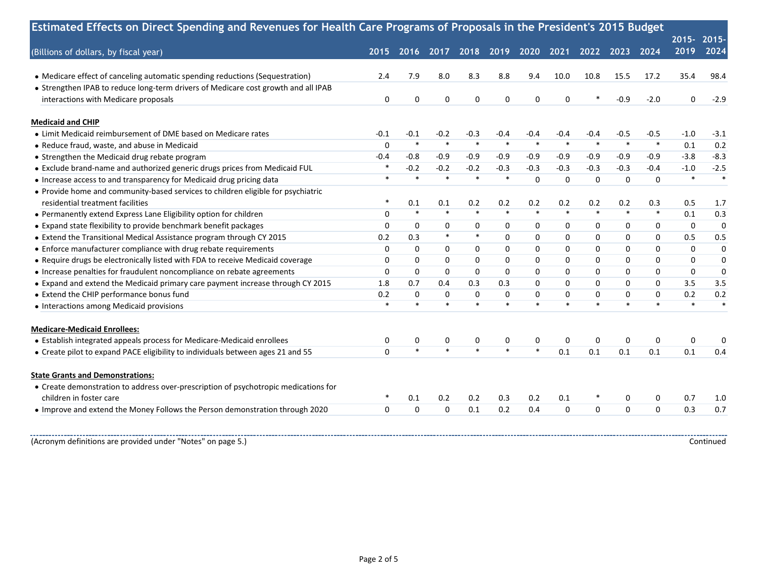## Estimated Effects on Direct Spending and Revenues for Health Care Programs of Proposals in the President's 2015 Budget

| (Billions of dollars, by fiscal year) | 2015 | 2016 | 2017 | 2018 | 2019 | 2020 | 2021 | 2022 | 2023 | 2024 | 2015-2019 | 2015-2024 |
|---|---|---|---|---|---|---|---|---|---|---|---|---|
| • Medicare effect of canceling automatic spending reductions (Sequestration) | 2.4 | 7.9 | 8.0 | 8.3 | 8.8 | 9.4 | 10.0 | 10.8 | 15.5 | 17.2 | 35.4 | 98.4 |
| • Strengthen IPAB to reduce long-term drivers of Medicare cost growth and all IPAB interactions with Medicare proposals | 0 | 0 | 0 | 0 | 0 | 0 | 0 | * | -0.9 | -2.0 | 0 | -2.9 |
| **Medicaid and CHIP** | | | | | | | | | | | | |
| • Limit Medicaid reimbursement of DME based on Medicare rates | -0.1 | -0.1 | -0.2 | -0.3 | -0.4 | -0.4 | -0.4 | -0.4 | -0.5 | -0.5 | -1.0 | -3.1 |
| • Reduce fraud, waste, and abuse in Medicaid | 0 | * | * | * | * | * | * | * | * | * | 0.1 | 0.2 |
| • Strengthen the Medicaid drug rebate program | -0.4 | -0.8 | -0.9 | -0.9 | -0.9 | -0.9 | -0.9 | -0.9 | -0.9 | -0.9 | -3.8 | -8.3 |
| • Exclude brand-name and authorized generic drugs prices from Medicaid FUL | * | -0.2 | -0.2 | -0.2 | -0.3 | -0.3 | -0.3 | -0.3 | -0.3 | -0.4 | -1.0 | -2.5 |
| • Increase access to and transparency for Medicaid drug pricing data | * | * | * | * | * | 0 | 0 | 0 | 0 | 0 | * | * |
| • Provide home and community-based services to children eligible for psychiatric residential treatment facilities | * | 0.1 | 0.1 | 0.2 | 0.2 | 0.2 | 0.2 | 0.2 | 0.2 | 0.3 | 0.5 | 1.7 |
| • Permanently extend Express Lane Eligibility option for children | 0 | * | * | * | * | * | * | * | * | * | 0.1 | 0.3 |
| • Expand state flexibility to provide benchmark benefit packages | 0 | 0 | 0 | 0 | 0 | 0 | 0 | 0 | 0 | 0 | 0 | 0 |
| • Extend the Transitional Medical Assistance program through CY 2015 | 0.2 | 0.3 | * | * | 0 | 0 | 0 | 0 | 0 | 0 | 0.5 | 0.5 |
| • Enforce manufacturer compliance with drug rebate requirements | 0 | 0 | 0 | 0 | 0 | 0 | 0 | 0 | 0 | 0 | 0 | 0 |
| • Require drugs be electronically listed with FDA to receive Medicaid coverage | 0 | 0 | 0 | 0 | 0 | 0 | 0 | 0 | 0 | 0 | 0 | 0 |
| • Increase penalties for fraudulent noncompliance on rebate agreements | 0 | 0 | 0 | 0 | 0 | 0 | 0 | 0 | 0 | 0 | 0 | 0 |
| • Expand and extend the Medicaid primary care payment increase through CY 2015 | 1.8 | 0.7 | 0.4 | 0.3 | 0.3 | 0 | 0 | 0 | 0 | 0 | 3.5 | 3.5 |
| • Extend the CHIP performance bonus fund | 0.2 | 0 | 0 | 0 | 0 | 0 | 0 | 0 | 0 | 0 | 0.2 | 0.2 |
| • Interactions among Medicaid provisions | * | * | * | * | * | * | * | * | * | * | * | * |
| **Medicare-Medicaid Enrollees:** | | | | | | | | | | | | |
| • Establish integrated appeals process for Medicare-Medicaid enrollees | 0 | 0 | 0 | 0 | 0 | 0 | 0 | 0 | 0 | 0 | 0 | 0 |
| • Create pilot to expand PACE eligibility to individuals between ages 21 and 55 | 0 | * | * | * | * | * | 0.1 | 0.1 | 0.1 | 0.1 | 0.1 | 0.4 |
| **State Grants and Demonstrations:** | | | | | | | | | | | | |
| • Create demonstration to address over-prescription of psychotropic medications for children in foster care | * | 0.1 | 0.2 | 0.2 | 0.3 | 0.2 | 0.1 | * | 0 | 0 | 0.7 | 1.0 |
| • Improve and extend the Money Follows the Person demonstration through 2020 | 0 | 0 | 0 | 0.1 | 0.2 | 0.4 | 0 | 0 | 0 | 0 | 0.3 | 0.7 |

(Acronym definitions are provided under "Notes" on page 5.)

Continued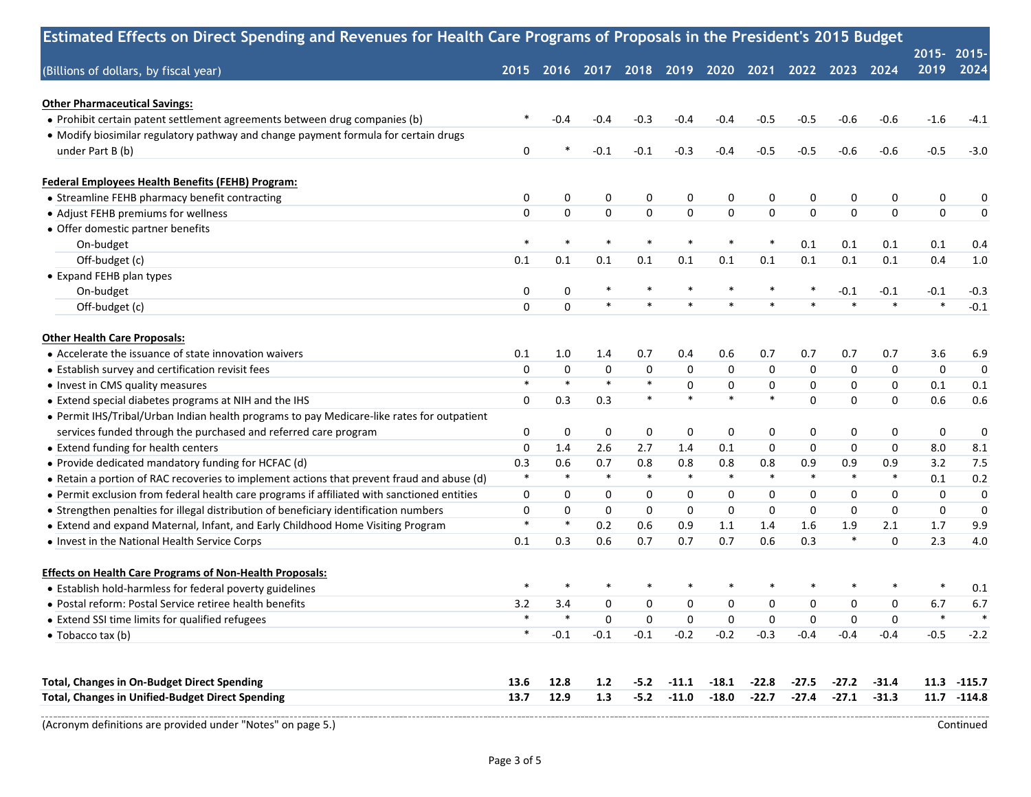## Estimated Effects on Direct Spending and Revenues for Health Care Programs of Proposals in the President's 2015 Budget

| (Billions of dollars, by fiscal year) | 2015 | 2016 | 2017 | 2018 | 2019 | 2020 | 2021 | 2022 | 2023 | 2024 | 2015-2019 | 2015-2024 |
|---|---|---|---|---|---|---|---|---|---|---|---|---|
| **Other Pharmaceutical Savings:** | | | | | | | | | | | | |
| • Prohibit certain patent settlement agreements between drug companies (b) | * | -0.4 | -0.4 | -0.3 | -0.4 | -0.4 | -0.5 | -0.5 | -0.6 | -0.6 | -1.6 | -4.1 |
| • Modify biosimilar regulatory pathway and change payment formula for certain drugs under Part B (b) | 0 | * | -0.1 | -0.1 | -0.3 | -0.4 | -0.5 | -0.5 | -0.6 | -0.6 | -0.5 | -3.0 |
| **Federal Employees Health Benefits (FEHB) Program:** | | | | | | | | | | | | |
| • Streamline FEHB pharmacy benefit contracting | 0 | 0 | 0 | 0 | 0 | 0 | 0 | 0 | 0 | 0 | 0 | 0 |
| • Adjust FEHB premiums for wellness | 0 | 0 | 0 | 0 | 0 | 0 | 0 | 0 | 0 | 0 | 0 | 0 |
| • Offer domestic partner benefits | | | | | | | | | | | | |
| On-budget | * | * | * | * | * | * | * | 0.1 | 0.1 | 0.1 | 0.1 | 0.4 |
| Off-budget (c) | 0.1 | 0.1 | 0.1 | 0.1 | 0.1 | 0.1 | 0.1 | 0.1 | 0.1 | 0.1 | 0.4 | 1.0 |
| • Expand FEHB plan types | | | | | | | | | | | | |
| On-budget | 0 | 0 | * | * | * | * | * | * | -0.1 | -0.1 | -0.1 | -0.3 |
| Off-budget (c) | 0 | 0 | * | * | * | * | * | * | * | * | * | -0.1 |
| **Other Health Care Proposals:** | | | | | | | | | | | | |
| • Accelerate the issuance of state innovation waivers | 0.1 | 1.0 | 1.4 | 0.7 | 0.4 | 0.6 | 0.7 | 0.7 | 0.7 | 0.7 | 3.6 | 6.9 |
| • Establish survey and certification revisit fees | 0 | 0 | 0 | 0 | 0 | 0 | 0 | 0 | 0 | 0 | 0 | 0 |
| • Invest in CMS quality measures | * | * | * | * | 0 | 0 | 0 | 0 | 0 | 0 | 0.1 | 0.1 |
| • Extend special diabetes programs at NIH and the IHS | 0 | 0.3 | 0.3 | * | * | * | * | 0 | 0 | 0 | 0.6 | 0.6 |
| • Permit IHS/Tribal/Urban Indian health programs to pay Medicare-like rates for outpatient services funded through the purchased and referred care program | 0 | 0 | 0 | 0 | 0 | 0 | 0 | 0 | 0 | 0 | 0 | 0 |
| • Extend funding for health centers | 0 | 1.4 | 2.6 | 2.7 | 1.4 | 0.1 | 0 | 0 | 0 | 0 | 8.0 | 8.1 |
| • Provide dedicated mandatory funding for HCFAC (d) | 0.3 | 0.6 | 0.7 | 0.8 | 0.8 | 0.8 | 0.8 | 0.9 | 0.9 | 0.9 | 3.2 | 7.5 |
| • Retain a portion of RAC recoveries to implement actions that prevent fraud and abuse (d) | * | * | * | * | * | * | * | * | * | * | 0.1 | 0.2 |
| • Permit exclusion from federal health care programs if affiliated with sanctioned entities | 0 | 0 | 0 | 0 | 0 | 0 | 0 | 0 | 0 | 0 | 0 | 0 |
| • Strengthen penalties for illegal distribution of beneficiary identification numbers | 0 | 0 | 0 | 0 | 0 | 0 | 0 | 0 | 0 | 0 | 0 | 0 |
| • Extend and expand Maternal, Infant, and Early Childhood Home Visiting Program | * | * | 0.2 | 0.6 | 0.9 | 1.1 | 1.4 | 1.6 | 1.9 | 2.1 | 1.7 | 9.9 |
| • Invest in the National Health Service Corps | 0.1 | 0.3 | 0.6 | 0.7 | 0.7 | 0.7 | 0.6 | 0.3 | * | 0 | 2.3 | 4.0 |
| **Effects on Health Care Programs of Non-Health Proposals:** | | | | | | | | | | | | |
| • Establish hold-harmless for federal poverty guidelines | * | * | * | * | * | * | * | * | * | * | * | 0.1 |
| • Postal reform: Postal Service retiree health benefits | 3.2 | 3.4 | 0 | 0 | 0 | 0 | 0 | 0 | 0 | 0 | 6.7 | 6.7 |
| • Extend SSI time limits for qualified refugees | * | * | 0 | 0 | 0 | 0 | 0 | 0 | 0 | 0 | * | * |
| • Tobacco tax (b) | * | -0.1 | -0.1 | -0.1 | -0.2 | -0.2 | -0.3 | -0.4 | -0.4 | -0.4 | -0.5 | -2.2 |
| **Total, Changes in On-Budget Direct Spending** | **13.6** | **12.8** | **1.2** | **-5.2** | **-11.1** | **-18.1** | **-22.8** | **-27.5** | **-27.2** | **-31.4** | **11.3** | **-115.7** |
| **Total, Changes in Unified-Budget Direct Spending** | **13.7** | **12.9** | **1.3** | **-5.2** | **-11.0** | **-18.0** | **-22.7** | **-27.4** | **-27.1** | **-31.3** | **11.7** | **-114.8** |

(Acronym definitions are provided under "Notes" on page 5.)

Continued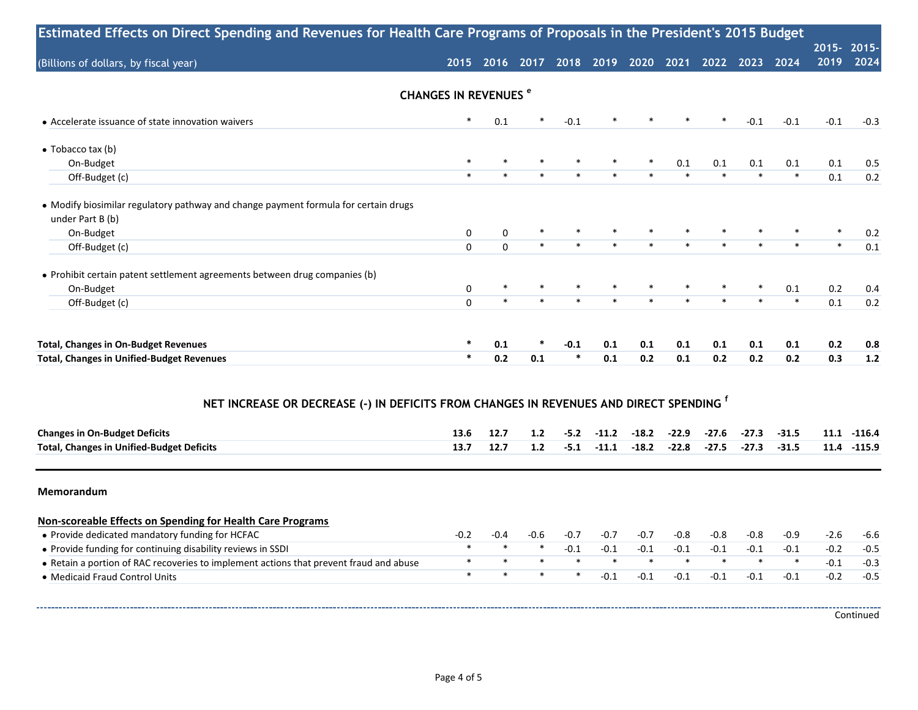## Estimated Effects on Direct Spending and Revenues for Health Care Programs of Proposals in the President's 2015 Budget

| (Billions of dollars, by fiscal year) | 2015 | 2016 | 2017 | 2018 | 2019 | 2020 | 2021 | 2022 | 2023 | 2024 | 2015-2019 | 2015-2024 |
|---|---|---|---|---|---|---|---|---|---|---|---|---|
| **CHANGES IN REVENUES [e]** | | | | | | | | | | | | |
| • Accelerate issuance of state innovation waivers | * | 0.1 | * | -0.1 | * | * | * | * | -0.1 | -0.1 | -0.1 | -0.3 |
| • Tobacco tax (b) | | | | | | | | | | | | |
| On-Budget | * | * | * | * | * | * | 0.1 | 0.1 | 0.1 | 0.1 | 0.1 | 0.5 |
| Off-Budget (c) | * | * | * | * | * | * | * | * | * | * | 0.1 | 0.2 |
| • Modify biosimilar regulatory pathway and change payment formula for certain drugs under Part B (b) | | | | | | | | | | | | |
| On-Budget | 0 | 0 | * | * | * | * | * | * | * | * | * | 0.2 |
| Off-Budget (c) | 0 | 0 | * | * | * | * | * | * | * | * | * | 0.1 |
| • Prohibit certain patent settlement agreements between drug companies (b) | | | | | | | | | | | | |
| On-Budget | 0 | * | * | * | * | * | * | * | * | 0.1 | 0.2 | 0.4 |
| Off-Budget (c) | 0 | * | * | * | * | * | * | * | * | * | 0.1 | 0.2 |
| **Total, Changes in On-Budget Revenues** | * | 0.1 | * | -0.1 | 0.1 | 0.1 | 0.1 | 0.1 | 0.1 | 0.1 | 0.2 | 0.8 |
| **Total, Changes in Unified-Budget Revenues** | * | 0.2 | 0.1 | * | 0.1 | 0.2 | 0.1 | 0.2 | 0.2 | 0.2 | 0.3 | 1.2 |
| **NET INCREASE OR DECREASE (-) IN DEFICITS FROM CHANGES IN REVENUES AND DIRECT SPENDING [f]** | | | | | | | | | | | | |
| **Changes in On-Budget Deficits** | 13.6 | 12.7 | 1.2 | -5.2 | -11.2 | -18.2 | -22.9 | -27.6 | -27.3 | -31.5 | 11.1 | -116.4 |
| **Total, Changes in Unified-Budget Deficits** | 13.7 | 12.7 | 1.2 | -5.1 | -11.1 | -18.2 | -22.8 | -27.5 | -27.3 | -31.5 | 11.4 | -115.9 |

**Memorandum**

| Non-scoreable Effects on Spending for Health Care Programs | 2015 | 2016 | 2017 | 2018 | 2019 | 2020 | 2021 | 2022 | 2023 | 2024 | 2015-2019 | 2015-2024 |
|---|---|---|---|---|---|---|---|---|---|---|---|---|
| • Provide dedicated mandatory funding for HCFAC | -0.2 | -0.4 | -0.6 | -0.7 | -0.7 | -0.7 | -0.8 | -0.8 | -0.8 | -0.9 | -2.6 | -6.6 |
| • Provide funding for continuing disability reviews in SSDI | * | * | * | -0.1 | -0.1 | -0.1 | -0.1 | -0.1 | -0.1 | -0.1 | -0.2 | -0.5 |
| • Retain a portion of RAC recoveries to implement actions that prevent fraud and abuse | * | * | * | * | * | * | * | * | * | * | -0.1 | -0.3 |
| • Medicaid Fraud Control Units | * | * | * | * | -0.1 | -0.1 | -0.1 | -0.1 | -0.1 | -0.1 | -0.2 | -0.5 |

Continued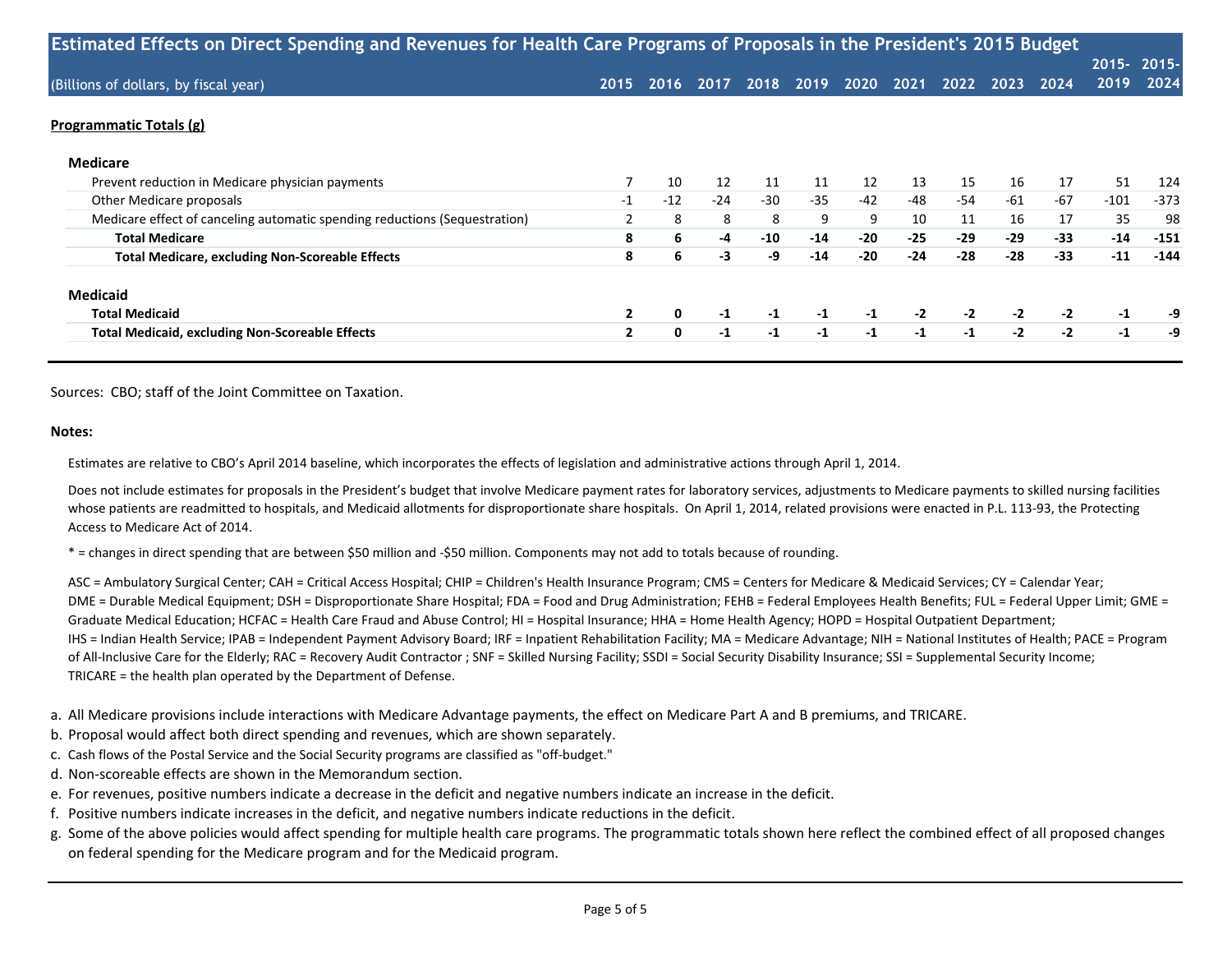## Estimated Effects on Direct Spending and Revenues for Health Care Programs of Proposals in the President's 2015 Budget

| (Billions of dollars, by fiscal year) | 2015 | 2016 | 2017 | 2018 | 2019 | 2020 | 2021 | 2022 | 2023 | 2024 | 2015-2019 | 2015-2024 |
|---|---|---|---|---|---|---|---|---|---|---|---|---|
| **Programmatic Totals (g)** | | | | | | | | | | | | |
| **Medicare** | | | | | | | | | | | | |
| Prevent reduction in Medicare physician payments | 7 | 10 | 12 | 11 | 11 | 12 | 13 | 15 | 16 | 17 | 51 | 124 |
| Other Medicare proposals | -1 | -12 | -24 | -30 | -35 | -42 | -48 | -54 | -61 | -67 | -101 | -373 |
| Medicare effect of canceling automatic spending reductions (Sequestration) | 2 | 8 | 8 | 8 | 9 | 9 | 10 | 11 | 16 | 17 | 35 | 98 |
| **Total Medicare** | **8** | **6** | **-4** | **-10** | **-14** | **-20** | **-25** | **-29** | **-29** | **-33** | **-14** | **-151** |
| **Total Medicare, excluding Non-Scoreable Effects** | **8** | **6** | **-3** | **-9** | **-14** | **-20** | **-24** | **-28** | **-28** | **-33** | **-11** | **-144** |
| **Medicaid** | | | | | | | | | | | | |
| **Total Medicaid** | **2** | **0** | **-1** | **-1** | **-1** | **-1** | **-2** | **-2** | **-2** | **-2** | **-1** | **-9** |
| **Total Medicaid, excluding Non-Scoreable Effects** | **2** | **0** | **-1** | **-1** | **-1** | **-1** | **-1** | **-1** | **-2** | **-2** | **-1** | **-9** |

Sources: CBO; staff of the Joint Committee on Taxation.

**Notes:**

Estimates are relative to CBO's April 2014 baseline, which incorporates the effects of legislation and administrative actions through April 1, 2014.

Does not include estimates for proposals in the President's budget that involve Medicare payment rates for laboratory services, adjustments to Medicare payments to skilled nursing facilities whose patients are readmitted to hospitals, and Medicaid allotments for disproportionate share hospitals. On April 1, 2014, related provisions were enacted in P.L. 113-93, the Protecting Access to Medicare Act of 2014.

* = changes in direct spending that are between $50 million and -$50 million. Components may not add to totals because of rounding.

ASC = Ambulatory Surgical Center; CAH = Critical Access Hospital; CHIP = Children's Health Insurance Program; CMS = Centers for Medicare & Medicaid Services; CY = Calendar Year; DME = Durable Medical Equipment; DSH = Disproportionate Share Hospital; FDA = Food and Drug Administration; FEHB = Federal Employees Health Benefits; FUL = Federal Upper Limit; GME = Graduate Medical Education; HCFAC = Health Care Fraud and Abuse Control; HI = Hospital Insurance; HHA = Home Health Agency; HOPD = Hospital Outpatient Department; IHS = Indian Health Service; IPAB = Independent Payment Advisory Board; IRF = Inpatient Rehabilitation Facility; MA = Medicare Advantage; NIH = National Institutes of Health; PACE = Program of All-Inclusive Care for the Elderly; RAC = Recovery Audit Contractor ; SNF = Skilled Nursing Facility; SSDI = Social Security Disability Insurance; SSI = Supplemental Security Income; TRICARE = the health plan operated by the Department of Defense.

a. All Medicare provisions include interactions with Medicare Advantage payments, the effect on Medicare Part A and B premiums, and TRICARE.
b. Proposal would affect both direct spending and revenues, which are shown separately.
c. Cash flows of the Postal Service and the Social Security programs are classified as "off-budget."
d. Non-scoreable effects are shown in the Memorandum section.
e. For revenues, positive numbers indicate a decrease in the deficit and negative numbers indicate an increase in the deficit.
f. Positive numbers indicate increases in the deficit, and negative numbers indicate reductions in the deficit.
g. Some of the above policies would affect spending for multiple health care programs. The programmatic totals shown here reflect the combined effect of all proposed changes on federal spending for the Medicare program and for the Medicaid program.